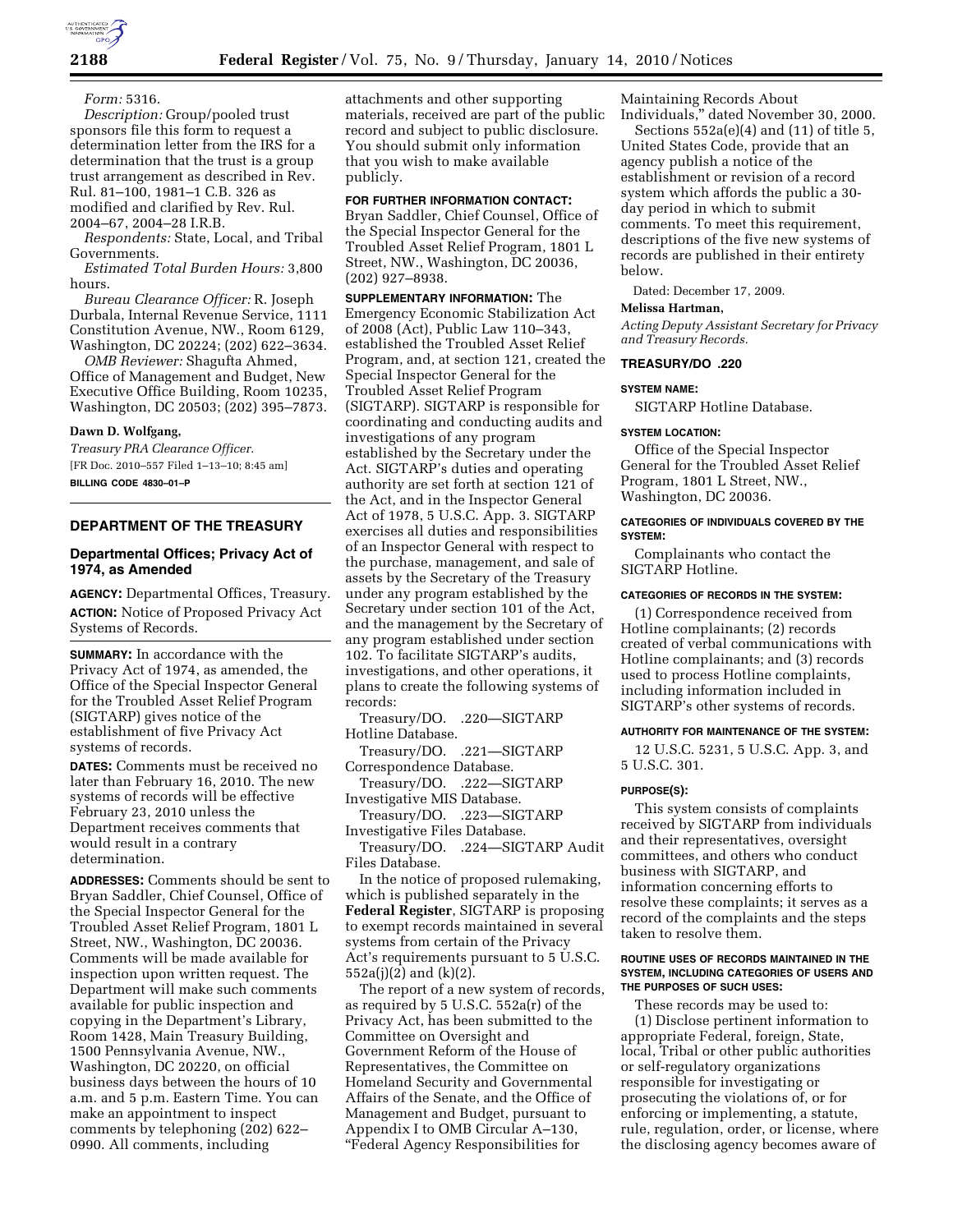*Form:* 5316.

*Description:* Group/pooled trust sponsors file this form to request a determination letter from the IRS for a determination that the trust is a group trust arrangement as described in Rev. Rul. 81–100, 1981–1 C.B. 326 as modified and clarified by Rev. Rul. 2004–67, 2004–28 I.R.B.

*Respondents:* State, Local, and Tribal Governments.

*Estimated Total Burden Hours:* 3,800 hours.

*Bureau Clearance Officer:* R. Joseph Durbala, Internal Revenue Service, 1111 Constitution Avenue, NW., Room 6129, Washington, DC 20224; (202) 622–3634.

*OMB Reviewer:* Shagufta Ahmed, Office of Management and Budget, New Executive Office Building, Room 10235, Washington, DC 20503; (202) 395–7873.

**Dawn D. Wolfgang,**

*Treasury PRA Clearance Officer.*

[FR Doc. 2010–557 Filed 1–13–10; 8:45 am]

**BILLING CODE 4830–01–P**

## DEPARTMENT OF THE TREASURY

### Departmental Offices; Privacy Act of 1974, as Amended

**AGENCY:** Departmental Offices, Treasury.

**ACTION:** Notice of Proposed Privacy Act Systems of Records.

**SUMMARY:** In accordance with the Privacy Act of 1974, as amended, the Office of the Special Inspector General for the Troubled Asset Relief Program (SIGTARP) gives notice of the establishment of five Privacy Act systems of records.

**DATES:** Comments must be received no later than February 16, 2010. The new systems of records will be effective February 23, 2010 unless the Department receives comments that would result in a contrary determination.

**ADDRESSES:** Comments should be sent to Bryan Saddler, Chief Counsel, Office of the Special Inspector General for the Troubled Asset Relief Program, 1801 L Street, NW., Washington, DC 20036. Comments will be made available for inspection upon written request. The Department will make such comments available for public inspection and copying in the Department's Library, Room 1428, Main Treasury Building, 1500 Pennsylvania Avenue, NW., Washington, DC 20220, on official business days between the hours of 10 a.m. and 5 p.m. Eastern Time. You can make an appointment to inspect comments by telephoning (202) 622–0990. All comments, including attachments and other supporting materials, received are part of the public record and subject to public disclosure. You should submit only information that you wish to make available publicly.

**FOR FURTHER INFORMATION CONTACT:** Bryan Saddler, Chief Counsel, Office of the Special Inspector General for the Troubled Asset Relief Program, 1801 L Street, NW., Washington, DC 20036, (202) 927–8938.

**SUPPLEMENTARY INFORMATION:** The Emergency Economic Stabilization Act of 2008 (Act), Public Law 110–343, established the Troubled Asset Relief Program, and, at section 121, created the Special Inspector General for the Troubled Asset Relief Program (SIGTARP). SIGTARP is responsible for coordinating and conducting audits and investigations of any program established by the Secretary under the Act. SIGTARP's duties and operating authority are set forth at section 121 of the Act, and in the Inspector General Act of 1978, 5 U.S.C. App. 3. SIGTARP exercises all duties and responsibilities of an Inspector General with respect to the purchase, management, and sale of assets by the Secretary of the Treasury under any program established by the Secretary under section 101 of the Act, and the management by the Secretary of any program established under section 102. To facilitate SIGTARP's audits, investigations, and other operations, it plans to create the following systems of records:

Treasury/DO. .220—SIGTARP Hotline Database.

Treasury/DO. .221—SIGTARP Correspondence Database.

Treasury/DO. .222—SIGTARP Investigative MIS Database.

Treasury/DO. .223—SIGTARP Investigative Files Database.

Treasury/DO. .224—SIGTARP Audit Files Database.

In the notice of proposed rulemaking, which is published separately in the **Federal Register**, SIGTARP is proposing to exempt records maintained in several systems from certain of the Privacy Act's requirements pursuant to 5 U.S.C. 552a(j)(2) and (k)(2).

The report of a new system of records, as required by 5 U.S.C. 552a(r) of the Privacy Act, has been submitted to the Committee on Oversight and Government Reform of the House of Representatives, the Committee on Homeland Security and Governmental Affairs of the Senate, and the Office of Management and Budget, pursuant to Appendix I to OMB Circular A–130, "Federal Agency Responsibilities for Maintaining Records About Individuals," dated November 30, 2000.

Sections 552a(e)(4) and (11) of title 5, United States Code, provide that an agency publish a notice of the establishment or revision of a record system which affords the public a 30-day period in which to submit comments. To meet this requirement, descriptions of the five new systems of records are published in their entirety below.

Dated: December 17, 2009.

**Melissa Hartman,**

*Acting Deputy Assistant Secretary for Privacy and Treasury Records.*

### TREASURY/DO .220

#### SYSTEM NAME:

SIGTARP Hotline Database.

#### SYSTEM LOCATION:

Office of the Special Inspector General for the Troubled Asset Relief Program, 1801 L Street, NW., Washington, DC 20036.

#### CATEGORIES OF INDIVIDUALS COVERED BY THE SYSTEM:

Complainants who contact the SIGTARP Hotline.

#### CATEGORIES OF RECORDS IN THE SYSTEM:

(1) Correspondence received from Hotline complainants; (2) records created of verbal communications with Hotline complainants; and (3) records used to process Hotline complaints, including information included in SIGTARP's other systems of records.

#### AUTHORITY FOR MAINTENANCE OF THE SYSTEM:

12 U.S.C. 5231, 5 U.S.C. App. 3, and 5 U.S.C. 301.

#### PURPOSE(S):

This system consists of complaints received by SIGTARP from individuals and their representatives, oversight committees, and others who conduct business with SIGTARP, and information concerning efforts to resolve these complaints; it serves as a record of the complaints and the steps taken to resolve them.

#### ROUTINE USES OF RECORDS MAINTAINED IN THE SYSTEM, INCLUDING CATEGORIES OF USERS AND THE PURPOSES OF SUCH USES:

These records may be used to:

(1) Disclose pertinent information to appropriate Federal, foreign, State, local, Tribal or other public authorities or self-regulatory organizations responsible for investigating or prosecuting the violations of, or for enforcing or implementing, a statute, rule, regulation, order, or license, where the disclosing agency becomes aware of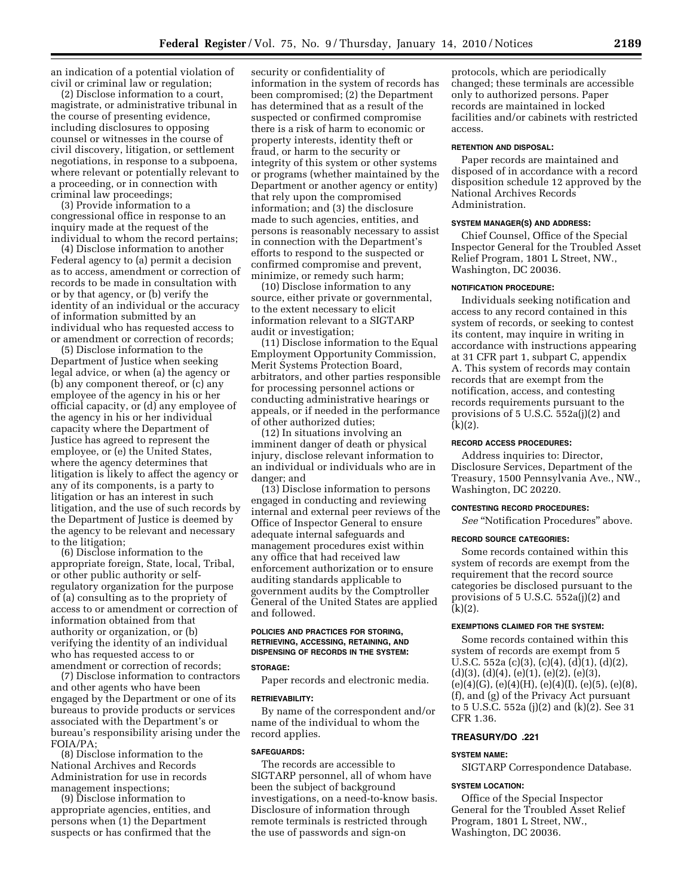an indication of a potential violation of civil or criminal law or regulation;

(2) Disclose information to a court, magistrate, or administrative tribunal in the course of presenting evidence, including disclosures to opposing counsel or witnesses in the course of civil discovery, litigation, or settlement negotiations, in response to a subpoena, where relevant or potentially relevant to a proceeding, or in connection with criminal law proceedings;

(3) Provide information to a congressional office in response to an inquiry made at the request of the individual to whom the record pertains;

(4) Disclose information to another Federal agency to (a) permit a decision as to access, amendment or correction of records to be made in consultation with or by that agency, or (b) verify the identity of an individual or the accuracy of information submitted by an individual who has requested access to or amendment or correction of records;

(5) Disclose information to the Department of Justice when seeking legal advice, or when (a) the agency or (b) any component thereof, or (c) any employee of the agency in his or her official capacity, or (d) any employee of the agency in his or her individual capacity where the Department of Justice has agreed to represent the employee, or (e) the United States, where the agency determines that litigation is likely to affect the agency or any of its components, is a party to litigation or has an interest in such litigation, and the use of such records by the Department of Justice is deemed by the agency to be relevant and necessary to the litigation;

(6) Disclose information to the appropriate foreign, State, local, Tribal, or other public authority or self-regulatory organization for the purpose of (a) consulting as to the propriety of access to or amendment or correction of information obtained from that authority or organization, or (b) verifying the identity of an individual who has requested access to or amendment or correction of records;

(7) Disclose information to contractors and other agents who have been engaged by the Department or one of its bureaus to provide products or services associated with the Department's or bureau's responsibility arising under the FOIA/PA;

(8) Disclose information to the National Archives and Records Administration for use in records management inspections;

(9) Disclose information to appropriate agencies, entities, and persons when (1) the Department suspects or has confirmed that the security or confidentiality of information in the system of records has been compromised; (2) the Department has determined that as a result of the suspected or confirmed compromise there is a risk of harm to economic or property interests, identity theft or fraud, or harm to the security or integrity of this system or other systems or programs (whether maintained by the Department or another agency or entity) that rely upon the compromised information; and (3) the disclosure made to such agencies, entities, and persons is reasonably necessary to assist in connection with the Department's efforts to respond to the suspected or confirmed compromise and prevent, minimize, or remedy such harm;

(10) Disclose information to any source, either private or governmental, to the extent necessary to elicit information relevant to a SIGTARP audit or investigation;

(11) Disclose information to the Equal Employment Opportunity Commission, Merit Systems Protection Board, arbitrators, and other parties responsible for processing personnel actions or conducting administrative hearings or appeals, or if needed in the performance of other authorized duties;

(12) In situations involving an imminent danger of death or physical injury, disclose relevant information to an individual or individuals who are in danger; and

(13) Disclose information to persons engaged in conducting and reviewing internal and external peer reviews of the Office of Inspector General to ensure adequate internal safeguards and management procedures exist within any office that had received law enforcement authorization or to ensure auditing standards applicable to government audits by the Comptroller General of the United States are applied and followed.

#### POLICIES AND PRACTICES FOR STORING, RETRIEVING, ACCESSING, RETAINING, AND DISPENSING OF RECORDS IN THE SYSTEM:

#### STORAGE:

Paper records and electronic media.

#### RETRIEVABILITY:

By name of the correspondent and/or name of the individual to whom the record applies.

#### SAFEGUARDS:

The records are accessible to SIGTARP personnel, all of whom have been the subject of background investigations, on a need-to-know basis. Disclosure of information through remote terminals is restricted through the use of passwords and sign-on protocols, which are periodically changed; these terminals are accessible only to authorized persons. Paper records are maintained in locked facilities and/or cabinets with restricted access.

#### RETENTION AND DISPOSAL:

Paper records are maintained and disposed of in accordance with a record disposition schedule 12 approved by the National Archives Records Administration.

#### SYSTEM MANAGER(S) AND ADDRESS:

Chief Counsel, Office of the Special Inspector General for the Troubled Asset Relief Program, 1801 L Street, NW., Washington, DC 20036.

#### NOTIFICATION PROCEDURE:

Individuals seeking notification and access to any record contained in this system of records, or seeking to contest its content, may inquire in writing in accordance with instructions appearing at 31 CFR part 1, subpart C, appendix A. This system of records may contain records that are exempt from the notification, access, and contesting records requirements pursuant to the provisions of 5 U.S.C. 552a(j)(2) and (k)(2).

#### RECORD ACCESS PROCEDURES:

Address inquiries to: Director, Disclosure Services, Department of the Treasury, 1500 Pennsylvania Ave., NW., Washington, DC 20220.

#### CONTESTING RECORD PROCEDURES:

*See* "Notification Procedures" above.

#### RECORD SOURCE CATEGORIES:

Some records contained within this system of records are exempt from the requirement that the record source categories be disclosed pursuant to the provisions of 5 U.S.C. 552a(j)(2) and (k)(2).

#### EXEMPTIONS CLAIMED FOR THE SYSTEM:

Some records contained within this system of records are exempt from 5 U.S.C. 552a (c)(3), (c)(4), (d)(1), (d)(2), (d)(3), (d)(4), (e)(1), (e)(2), (e)(3), (e)(4)(G), (e)(4)(H), (e)(4)(I), (e)(5), (e)(8), (f), and (g) of the Privacy Act pursuant to 5 U.S.C. 552a (j)(2) and (k)(2). See 31 CFR 1.36.

### TREASURY/DO .221

#### SYSTEM NAME:

SIGTARP Correspondence Database.

#### SYSTEM LOCATION:

Office of the Special Inspector General for the Troubled Asset Relief Program, 1801 L Street, NW., Washington, DC 20036.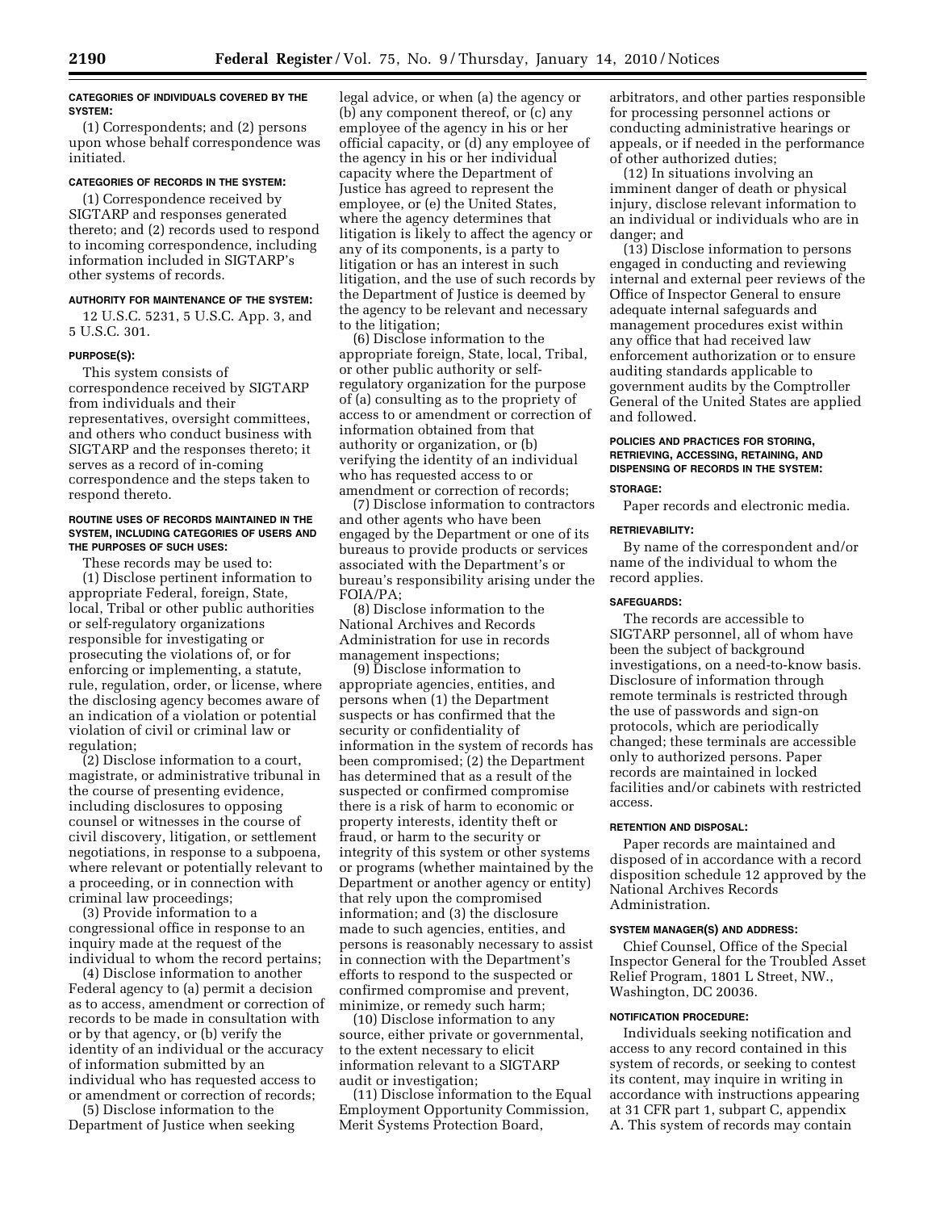**CATEGORIES OF INDIVIDUALS COVERED BY THE SYSTEM:**

(1) Correspondents; and (2) persons upon whose behalf correspondence was initiated.

**CATEGORIES OF RECORDS IN THE SYSTEM:**

(1) Correspondence received by SIGTARP and responses generated thereto; and (2) records used to respond to incoming correspondence, including information included in SIGTARP's other systems of records.

**AUTHORITY FOR MAINTENANCE OF THE SYSTEM:**

12 U.S.C. 5231, 5 U.S.C. App. 3, and 5 U.S.C. 301.

**PURPOSE(S):**

This system consists of correspondence received by SIGTARP from individuals and their representatives, oversight committees, and others who conduct business with SIGTARP and the responses thereto; it serves as a record of in-coming correspondence and the steps taken to respond thereto.

**ROUTINE USES OF RECORDS MAINTAINED IN THE SYSTEM, INCLUDING CATEGORIES OF USERS AND THE PURPOSES OF SUCH USES:**

These records may be used to:

(1) Disclose pertinent information to appropriate Federal, foreign, State, local, Tribal or other public authorities or self-regulatory organizations responsible for investigating or prosecuting the violations of, or for enforcing or implementing, a statute, rule, regulation, order, or license, where the disclosing agency becomes aware of an indication of a violation or potential violation of civil or criminal law or regulation;

(2) Disclose information to a court, magistrate, or administrative tribunal in the course of presenting evidence, including disclosures to opposing counsel or witnesses in the course of civil discovery, litigation, or settlement negotiations, in response to a subpoena, where relevant or potentially relevant to a proceeding, or in connection with criminal law proceedings;

(3) Provide information to a congressional office in response to an inquiry made at the request of the individual to whom the record pertains;

(4) Disclose information to another Federal agency to (a) permit a decision as to access, amendment or correction of records to be made in consultation with or by that agency, or (b) verify the identity of an individual or the accuracy of information submitted by an individual who has requested access to or amendment or correction of records;

(5) Disclose information to the Department of Justice when seeking legal advice, or when (a) the agency or (b) any component thereof, or (c) any employee of the agency in his or her official capacity, or (d) any employee of the agency in his or her individual capacity where the Department of Justice has agreed to represent the employee, or (e) the United States, where the agency determines that litigation is likely to affect the agency or any of its components, is a party to litigation or has an interest in such litigation, and the use of such records by the Department of Justice is deemed by the agency to be relevant and necessary to the litigation;

(6) Disclose information to the appropriate foreign, State, local, Tribal, or other public authority or self-regulatory organization for the purpose of (a) consulting as to the propriety of access to or amendment or correction of information obtained from that authority or organization, or (b) verifying the identity of an individual who has requested access to or amendment or correction of records;

(7) Disclose information to contractors and other agents who have been engaged by the Department or one of its bureaus to provide products or services associated with the Department's or bureau's responsibility arising under the FOIA/PA;

(8) Disclose information to the National Archives and Records Administration for use in records management inspections;

(9) Disclose information to appropriate agencies, entities, and persons when (1) the Department suspects or has confirmed that the security or confidentiality of information in the system of records has been compromised; (2) the Department has determined that as a result of the suspected or confirmed compromise there is a risk of harm to economic or property interests, identity theft or fraud, or harm to the security or integrity of this system or other systems or programs (whether maintained by the Department or another agency or entity) that rely upon the compromised information; and (3) the disclosure made to such agencies, entities, and persons is reasonably necessary to assist in connection with the Department's efforts to respond to the suspected or confirmed compromise and prevent, minimize, or remedy such harm;

(10) Disclose information to any source, either private or governmental, to the extent necessary to elicit information relevant to a SIGTARP audit or investigation;

(11) Disclose information to the Equal Employment Opportunity Commission, Merit Systems Protection Board, arbitrators, and other parties responsible for processing personnel actions or conducting administrative hearings or appeals, or if needed in the performance of other authorized duties;

(12) In situations involving an imminent danger of death or physical injury, disclose relevant information to an individual or individuals who are in danger; and

(13) Disclose information to persons engaged in conducting and reviewing internal and external peer reviews of the Office of Inspector General to ensure adequate internal safeguards and management procedures exist within any office that had received law enforcement authorization or to ensure auditing standards applicable to government audits by the Comptroller General of the United States are applied and followed.

**POLICIES AND PRACTICES FOR STORING, RETRIEVING, ACCESSING, RETAINING, AND DISPENSING OF RECORDS IN THE SYSTEM:**

**STORAGE:**

Paper records and electronic media.

**RETRIEVABILITY:**

By name of the correspondent and/or name of the individual to whom the record applies.

**SAFEGUARDS:**

The records are accessible to SIGTARP personnel, all of whom have been the subject of background investigations, on a need-to-know basis. Disclosure of information through remote terminals is restricted through the use of passwords and sign-on protocols, which are periodically changed; these terminals are accessible only to authorized persons. Paper records are maintained in locked facilities and/or cabinets with restricted access.

**RETENTION AND DISPOSAL:**

Paper records are maintained and disposed of in accordance with a record disposition schedule 12 approved by the National Archives Records Administration.

**SYSTEM MANAGER(S) AND ADDRESS:**

Chief Counsel, Office of the Special Inspector General for the Troubled Asset Relief Program, 1801 L Street, NW., Washington, DC 20036.

**NOTIFICATION PROCEDURE:**

Individuals seeking notification and access to any record contained in this system of records, or seeking to contest its content, may inquire in writing in accordance with instructions appearing at 31 CFR part 1, subpart C, appendix A. This system of records may contain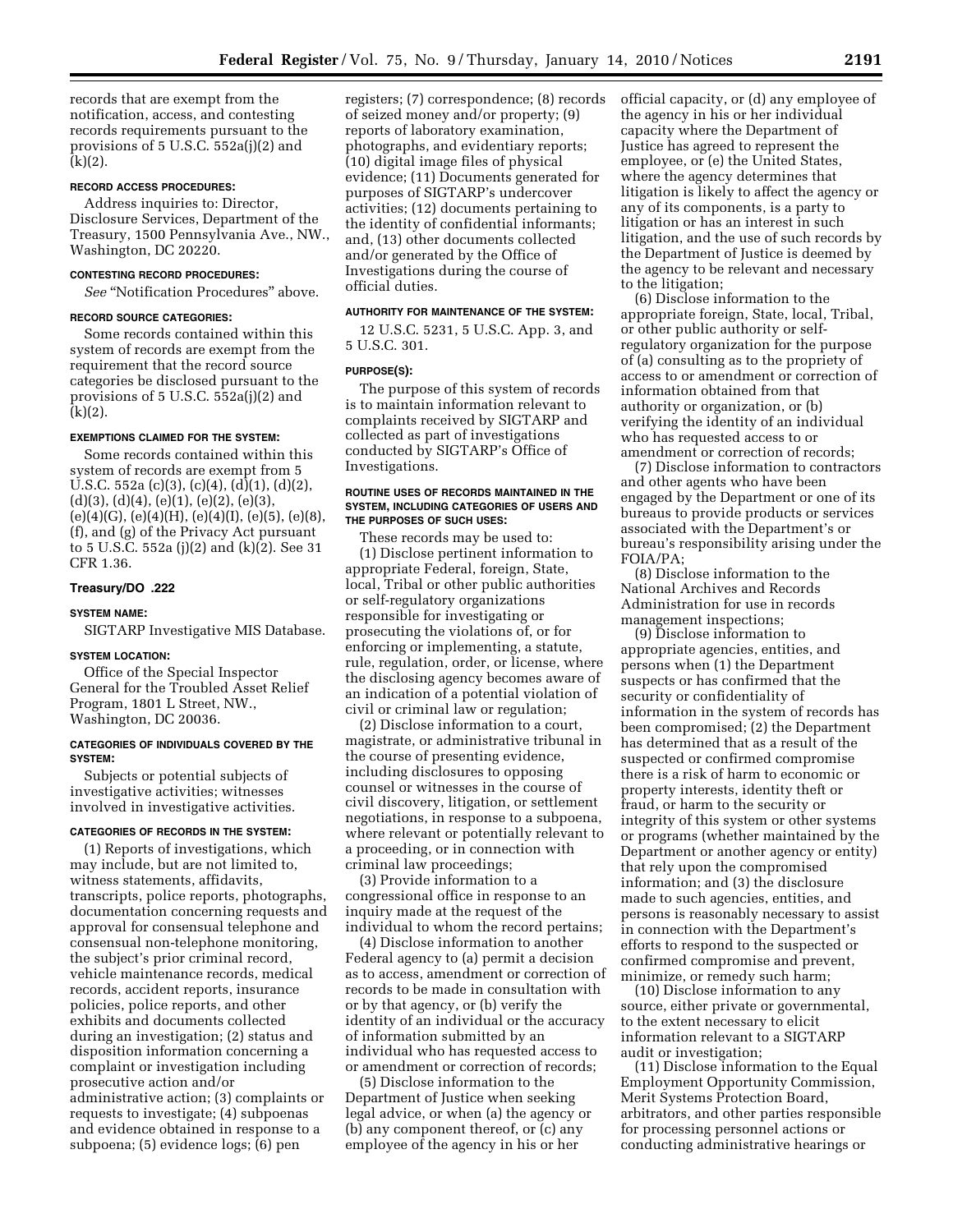records that are exempt from the notification, access, and contesting records requirements pursuant to the provisions of 5 U.S.C. 552a(j)(2) and (k)(2).

#### RECORD ACCESS PROCEDURES:

Address inquiries to: Director, Disclosure Services, Department of the Treasury, 1500 Pennsylvania Ave., NW., Washington, DC 20220.

#### CONTESTING RECORD PROCEDURES:

*See* "Notification Procedures" above.

#### RECORD SOURCE CATEGORIES:

Some records contained within this system of records are exempt from the requirement that the record source categories be disclosed pursuant to the provisions of 5 U.S.C. 552a(j)(2) and (k)(2).

#### EXEMPTIONS CLAIMED FOR THE SYSTEM:

Some records contained within this system of records are exempt from 5 U.S.C. 552a (c)(3), (c)(4), (d)(1), (d)(2), (d)(3), (d)(4), (e)(1), (e)(2), (e)(3), (e)(4)(G), (e)(4)(H), (e)(4)(I), (e)(5), (e)(8), (f), and (g) of the Privacy Act pursuant to 5 U.S.C. 552a (j)(2) and (k)(2). See 31 CFR 1.36.

### Treasury/DO .222

#### SYSTEM NAME:

SIGTARP Investigative MIS Database.

#### SYSTEM LOCATION:

Office of the Special Inspector General for the Troubled Asset Relief Program, 1801 L Street, NW., Washington, DC 20036.

#### CATEGORIES OF INDIVIDUALS COVERED BY THE SYSTEM:

Subjects or potential subjects of investigative activities; witnesses involved in investigative activities.

#### CATEGORIES OF RECORDS IN THE SYSTEM:

(1) Reports of investigations, which may include, but are not limited to, witness statements, affidavits, transcripts, police reports, photographs, documentation concerning requests and approval for consensual telephone and consensual non-telephone monitoring, the subject's prior criminal record, vehicle maintenance records, medical records, accident reports, insurance policies, police reports, and other exhibits and documents collected during an investigation; (2) status and disposition information concerning a complaint or investigation including prosecutive action and/or administrative action; (3) complaints or requests to investigate; (4) subpoenas and evidence obtained in response to a subpoena; (5) evidence logs; (6) pen registers; (7) correspondence; (8) records of seized money and/or property; (9) reports of laboratory examination, photographs, and evidentiary reports; (10) digital image files of physical evidence; (11) Documents generated for purposes of SIGTARP's undercover activities; (12) documents pertaining to the identity of confidential informants; and, (13) other documents collected and/or generated by the Office of Investigations during the course of official duties.

#### AUTHORITY FOR MAINTENANCE OF THE SYSTEM:

12 U.S.C. 5231, 5 U.S.C. App. 3, and 5 U.S.C. 301.

#### PURPOSE(S):

The purpose of this system of records is to maintain information relevant to complaints received by SIGTARP and collected as part of investigations conducted by SIGTARP's Office of Investigations.

#### ROUTINE USES OF RECORDS MAINTAINED IN THE SYSTEM, INCLUDING CATEGORIES OF USERS AND THE PURPOSES OF SUCH USES:

These records may be used to:

(1) Disclose pertinent information to appropriate Federal, foreign, State, local, Tribal or other public authorities or self-regulatory organizations responsible for investigating or prosecuting the violations of, or for enforcing or implementing, a statute, rule, regulation, order, or license, where the disclosing agency becomes aware of an indication of a potential violation of civil or criminal law or regulation;

(2) Disclose information to a court, magistrate, or administrative tribunal in the course of presenting evidence, including disclosures to opposing counsel or witnesses in the course of civil discovery, litigation, or settlement negotiations, in response to a subpoena, where relevant or potentially relevant to a proceeding, or in connection with criminal law proceedings;

(3) Provide information to a congressional office in response to an inquiry made at the request of the individual to whom the record pertains;

(4) Disclose information to another Federal agency to (a) permit a decision as to access, amendment or correction of records to be made in consultation with or by that agency, or (b) verify the identity of an individual or the accuracy of information submitted by an individual who has requested access to or amendment or correction of records;

(5) Disclose information to the Department of Justice when seeking legal advice, or when (a) the agency or (b) any component thereof, or (c) any employee of the agency in his or her official capacity, or (d) any employee of the agency in his or her individual capacity where the Department of Justice has agreed to represent the employee, or (e) the United States, where the agency determines that litigation is likely to affect the agency or any of its components, is a party to litigation or has an interest in such litigation, and the use of such records by the Department of Justice is deemed by the agency to be relevant and necessary to the litigation;

(6) Disclose information to the appropriate foreign, State, local, Tribal, or other public authority or self-regulatory organization for the purpose of (a) consulting as to the propriety of access to or amendment or correction of information obtained from that authority or organization, or (b) verifying the identity of an individual who has requested access to or amendment or correction of records;

(7) Disclose information to contractors and other agents who have been engaged by the Department or one of its bureaus to provide products or services associated with the Department's or bureau's responsibility arising under the FOIA/PA;

(8) Disclose information to the National Archives and Records Administration for use in records management inspections;

(9) Disclose information to appropriate agencies, entities, and persons when (1) the Department suspects or has confirmed that the security or confidentiality of information in the system of records has been compromised; (2) the Department has determined that as a result of the suspected or confirmed compromise there is a risk of harm to economic or property interests, identity theft or fraud, or harm to the security or integrity of this system or other systems or programs (whether maintained by the Department or another agency or entity) that rely upon the compromised information; and (3) the disclosure made to such agencies, entities, and persons is reasonably necessary to assist in connection with the Department's efforts to respond to the suspected or confirmed compromise and prevent, minimize, or remedy such harm;

(10) Disclose information to any source, either private or governmental, to the extent necessary to elicit information relevant to a SIGTARP audit or investigation;

(11) Disclose information to the Equal Employment Opportunity Commission, Merit Systems Protection Board, arbitrators, and other parties responsible for processing personnel actions or conducting administrative hearings or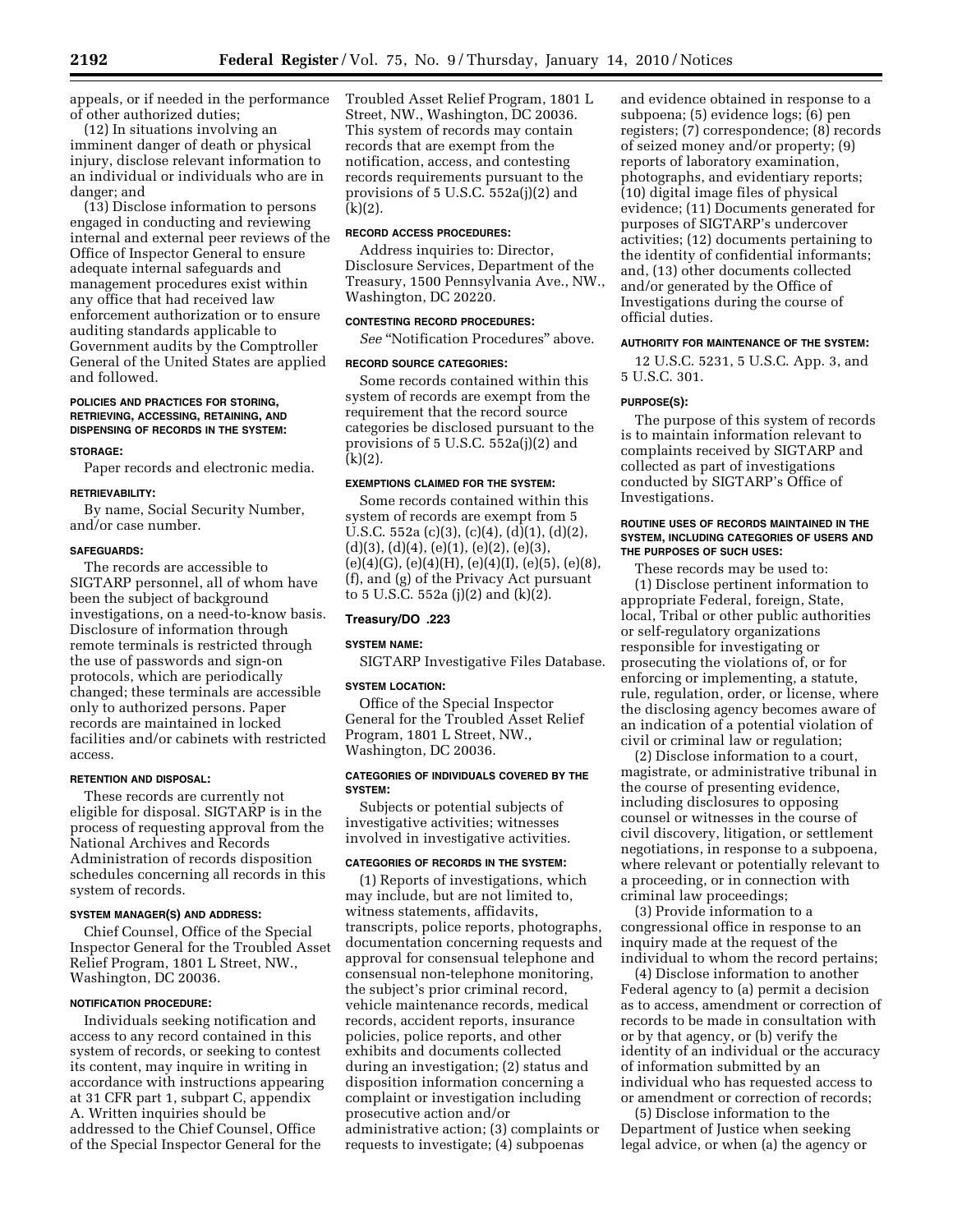appeals, or if needed in the performance of other authorized duties;

(12) In situations involving an imminent danger of death or physical injury, disclose relevant information to an individual or individuals who are in danger; and

(13) Disclose information to persons engaged in conducting and reviewing internal and external peer reviews of the Office of Inspector General to ensure adequate internal safeguards and management procedures exist within any office that had received law enforcement authorization or to ensure auditing standards applicable to Government audits by the Comptroller General of the United States are applied and followed.

#### POLICIES AND PRACTICES FOR STORING, RETRIEVING, ACCESSING, RETAINING, AND DISPENSING OF RECORDS IN THE SYSTEM:

#### STORAGE:

Paper records and electronic media.

#### RETRIEVABILITY:

By name, Social Security Number, and/or case number.

#### SAFEGUARDS:

The records are accessible to SIGTARP personnel, all of whom have been the subject of background investigations, on a need-to-know basis. Disclosure of information through remote terminals is restricted through the use of passwords and sign-on protocols, which are periodically changed; these terminals are accessible only to authorized persons. Paper records are maintained in locked facilities and/or cabinets with restricted access.

#### RETENTION AND DISPOSAL:

These records are currently not eligible for disposal. SIGTARP is in the process of requesting approval from the National Archives and Records Administration of records disposition schedules concerning all records in this system of records.

#### SYSTEM MANAGER(S) AND ADDRESS:

Chief Counsel, Office of the Special Inspector General for the Troubled Asset Relief Program, 1801 L Street, NW., Washington, DC 20036.

#### NOTIFICATION PROCEDURE:

Individuals seeking notification and access to any record contained in this system of records, or seeking to contest its content, may inquire in writing in accordance with instructions appearing at 31 CFR part 1, subpart C, appendix A. Written inquiries should be addressed to the Chief Counsel, Office of the Special Inspector General for the Troubled Asset Relief Program, 1801 L Street, NW., Washington, DC 20036. This system of records may contain records that are exempt from the notification, access, and contesting records requirements pursuant to the provisions of 5 U.S.C. 552a(j)(2) and (k)(2).

#### RECORD ACCESS PROCEDURES:

Address inquiries to: Director, Disclosure Services, Department of the Treasury, 1500 Pennsylvania Ave., NW., Washington, DC 20220.

#### CONTESTING RECORD PROCEDURES:

*See* "Notification Procedures" above.

#### RECORD SOURCE CATEGORIES:

Some records contained within this system of records are exempt from the requirement that the record source categories be disclosed pursuant to the provisions of 5 U.S.C. 552a(j)(2) and (k)(2).

#### EXEMPTIONS CLAIMED FOR THE SYSTEM:

Some records contained within this system of records are exempt from 5 U.S.C. 552a (c)(3), (c)(4), (d)(1), (d)(2), (d)(3), (d)(4), (e)(1), (e)(2), (e)(3), (e)(4)(G), (e)(4)(H), (e)(4)(I), (e)(5), (e)(8), (f), and (g) of the Privacy Act pursuant to 5 U.S.C. 552a (j)(2) and (k)(2).

### Treasury/DO .223

#### SYSTEM NAME:

SIGTARP Investigative Files Database.

#### SYSTEM LOCATION:

Office of the Special Inspector General for the Troubled Asset Relief Program, 1801 L Street, NW., Washington, DC 20036.

#### CATEGORIES OF INDIVIDUALS COVERED BY THE SYSTEM:

Subjects or potential subjects of investigative activities; witnesses involved in investigative activities.

#### CATEGORIES OF RECORDS IN THE SYSTEM:

(1) Reports of investigations, which may include, but are not limited to, witness statements, affidavits, transcripts, police reports, photographs, documentation concerning requests and approval for consensual telephone and consensual non-telephone monitoring, the subject's prior criminal record, vehicle maintenance records, medical records, accident reports, insurance policies, police reports, and other exhibits and documents collected during an investigation; (2) status and disposition information concerning a complaint or investigation including prosecutive action and/or administrative action; (3) complaints or requests to investigate; (4) subpoenas and evidence obtained in response to a subpoena; (5) evidence logs; (6) pen registers; (7) correspondence; (8) records of seized money and/or property; (9) reports of laboratory examination, photographs, and evidentiary reports; (10) digital image files of physical evidence; (11) Documents generated for purposes of SIGTARP's undercover activities; (12) documents pertaining to the identity of confidential informants; and, (13) other documents collected and/or generated by the Office of Investigations during the course of official duties.

#### AUTHORITY FOR MAINTENANCE OF THE SYSTEM:

12 U.S.C. 5231, 5 U.S.C. App. 3, and 5 U.S.C. 301.

#### PURPOSE(S):

The purpose of this system of records is to maintain information relevant to complaints received by SIGTARP and collected as part of investigations conducted by SIGTARP's Office of Investigations.

#### ROUTINE USES OF RECORDS MAINTAINED IN THE SYSTEM, INCLUDING CATEGORIES OF USERS AND THE PURPOSES OF SUCH USES:

These records may be used to:

(1) Disclose pertinent information to appropriate Federal, foreign, State, local, Tribal or other public authorities or self-regulatory organizations responsible for investigating or prosecuting the violations of, or for enforcing or implementing, a statute, rule, regulation, order, or license, where the disclosing agency becomes aware of an indication of a potential violation of civil or criminal law or regulation;

(2) Disclose information to a court, magistrate, or administrative tribunal in the course of presenting evidence, including disclosures to opposing counsel or witnesses in the course of civil discovery, litigation, or settlement negotiations, in response to a subpoena, where relevant or potentially relevant to a proceeding, or in connection with criminal law proceedings;

(3) Provide information to a congressional office in response to an inquiry made at the request of the individual to whom the record pertains;

(4) Disclose information to another Federal agency to (a) permit a decision as to access, amendment or correction of records to be made in consultation with or by that agency, or (b) verify the identity of an individual or the accuracy of information submitted by an individual who has requested access to or amendment or correction of records;

(5) Disclose information to the Department of Justice when seeking legal advice, or when (a) the agency or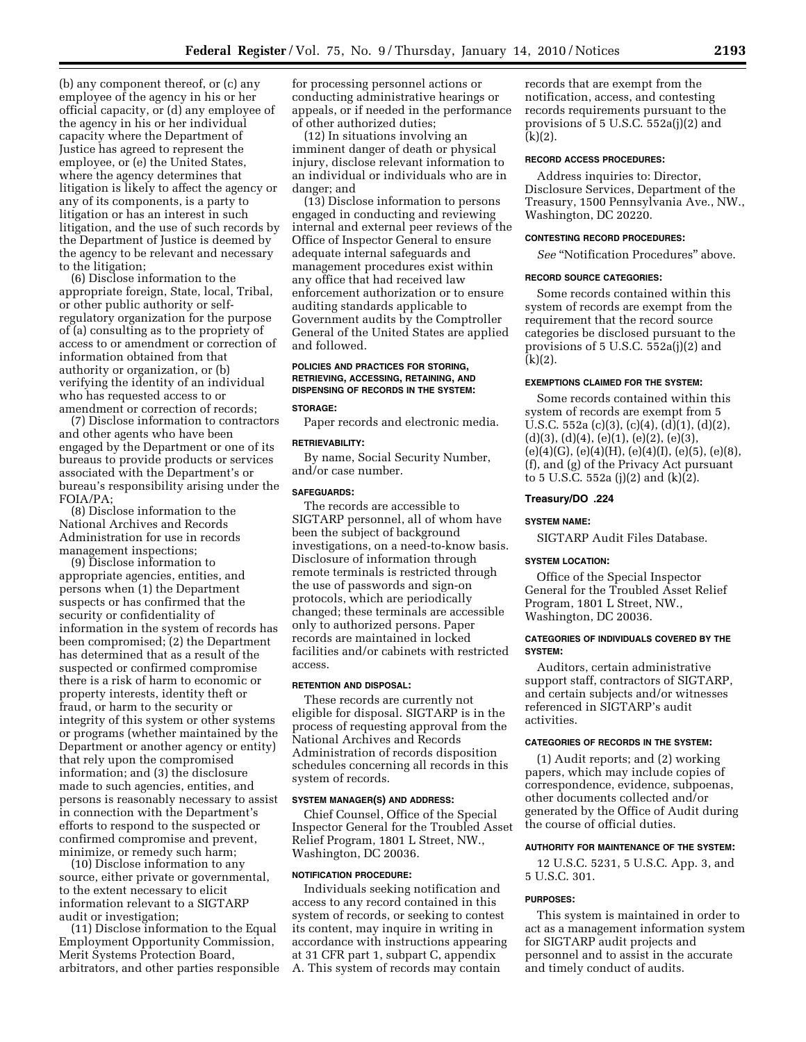(b) any component thereof, or (c) any employee of the agency in his or her official capacity, or (d) any employee of the agency in his or her individual capacity where the Department of Justice has agreed to represent the employee, or (e) the United States, where the agency determines that litigation is likely to affect the agency or any of its components, is a party to litigation or has an interest in such litigation, and the use of such records by the Department of Justice is deemed by the agency to be relevant and necessary to the litigation;

(6) Disclose information to the appropriate foreign, State, local, Tribal, or other public authority or self-regulatory organization for the purpose of (a) consulting as to the propriety of access to or amendment or correction of information obtained from that authority or organization, or (b) verifying the identity of an individual who has requested access to or amendment or correction of records;

(7) Disclose information to contractors and other agents who have been engaged by the Department or one of its bureaus to provide products or services associated with the Department's or bureau's responsibility arising under the FOIA/PA;

(8) Disclose information to the National Archives and Records Administration for use in records management inspections;

(9) Disclose information to appropriate agencies, entities, and persons when (1) the Department suspects or has confirmed that the security or confidentiality of information in the system of records has been compromised; (2) the Department has determined that as a result of the suspected or confirmed compromise there is a risk of harm to economic or property interests, identity theft or fraud, or harm to the security or integrity of this system or other systems or programs (whether maintained by the Department or another agency or entity) that rely upon the compromised information; and (3) the disclosure made to such agencies, entities, and persons is reasonably necessary to assist in connection with the Department's efforts to respond to the suspected or confirmed compromise and prevent, minimize, or remedy such harm;

(10) Disclose information to any source, either private or governmental, to the extent necessary to elicit information relevant to a SIGTARP audit or investigation;

(11) Disclose information to the Equal Employment Opportunity Commission, Merit Systems Protection Board, arbitrators, and other parties responsible for processing personnel actions or conducting administrative hearings or appeals, or if needed in the performance of other authorized duties;

(12) In situations involving an imminent danger of death or physical injury, disclose relevant information to an individual or individuals who are in danger; and

(13) Disclose information to persons engaged in conducting and reviewing internal and external peer reviews of the Office of Inspector General to ensure adequate internal safeguards and management procedures exist within any office that had received law enforcement authorization or to ensure auditing standards applicable to Government audits by the Comptroller General of the United States are applied and followed.

#### POLICIES AND PRACTICES FOR STORING, RETRIEVING, ACCESSING, RETAINING, AND DISPENSING OF RECORDS IN THE SYSTEM:

#### STORAGE:

Paper records and electronic media.

#### RETRIEVABILITY:

By name, Social Security Number, and/or case number.

#### SAFEGUARDS:

The records are accessible to SIGTARP personnel, all of whom have been the subject of background investigations, on a need-to-know basis. Disclosure of information through remote terminals is restricted through the use of passwords and sign-on protocols, which are periodically changed; these terminals are accessible only to authorized persons. Paper records are maintained in locked facilities and/or cabinets with restricted access.

#### RETENTION AND DISPOSAL:

These records are currently not eligible for disposal. SIGTARP is in the process of requesting approval from the National Archives and Records Administration of records disposition schedules concerning all records in this system of records.

#### SYSTEM MANAGER(S) AND ADDRESS:

Chief Counsel, Office of the Special Inspector General for the Troubled Asset Relief Program, 1801 L Street, NW., Washington, DC 20036.

#### NOTIFICATION PROCEDURE:

Individuals seeking notification and access to any record contained in this system of records, or seeking to contest its content, may inquire in writing in accordance with instructions appearing at 31 CFR part 1, subpart C, appendix A. This system of records may contain records that are exempt from the notification, access, and contesting records requirements pursuant to the provisions of 5 U.S.C. 552a(j)(2) and (k)(2).

#### RECORD ACCESS PROCEDURES:

Address inquiries to: Director, Disclosure Services, Department of the Treasury, 1500 Pennsylvania Ave., NW., Washington, DC 20220.

#### CONTESTING RECORD PROCEDURES:

*See* "Notification Procedures" above.

#### RECORD SOURCE CATEGORIES:

Some records contained within this system of records are exempt from the requirement that the record source categories be disclosed pursuant to the provisions of 5 U.S.C. 552a(j)(2) and (k)(2).

#### EXEMPTIONS CLAIMED FOR THE SYSTEM:

Some records contained within this system of records are exempt from 5 U.S.C. 552a (c)(3), (c)(4), (d)(1), (d)(2), (d)(3), (d)(4), (e)(1), (e)(2), (e)(3), (e)(4)(G), (e)(4)(H), (e)(4)(I), (e)(5), (e)(8), (f), and (g) of the Privacy Act pursuant to 5 U.S.C. 552a (j)(2) and (k)(2).

### Treasury/DO .224

#### SYSTEM NAME:

SIGTARP Audit Files Database.

#### SYSTEM LOCATION:

Office of the Special Inspector General for the Troubled Asset Relief Program, 1801 L Street, NW., Washington, DC 20036.

#### CATEGORIES OF INDIVIDUALS COVERED BY THE SYSTEM:

Auditors, certain administrative support staff, contractors of SIGTARP, and certain subjects and/or witnesses referenced in SIGTARP's audit activities.

#### CATEGORIES OF RECORDS IN THE SYSTEM:

(1) Audit reports; and (2) working papers, which may include copies of correspondence, evidence, subpoenas, other documents collected and/or generated by the Office of Audit during the course of official duties.

#### AUTHORITY FOR MAINTENANCE OF THE SYSTEM:

12 U.S.C. 5231, 5 U.S.C. App. 3, and 5 U.S.C. 301.

#### PURPOSES:

This system is maintained in order to act as a management information system for SIGTARP audit projects and personnel and to assist in the accurate and timely conduct of audits.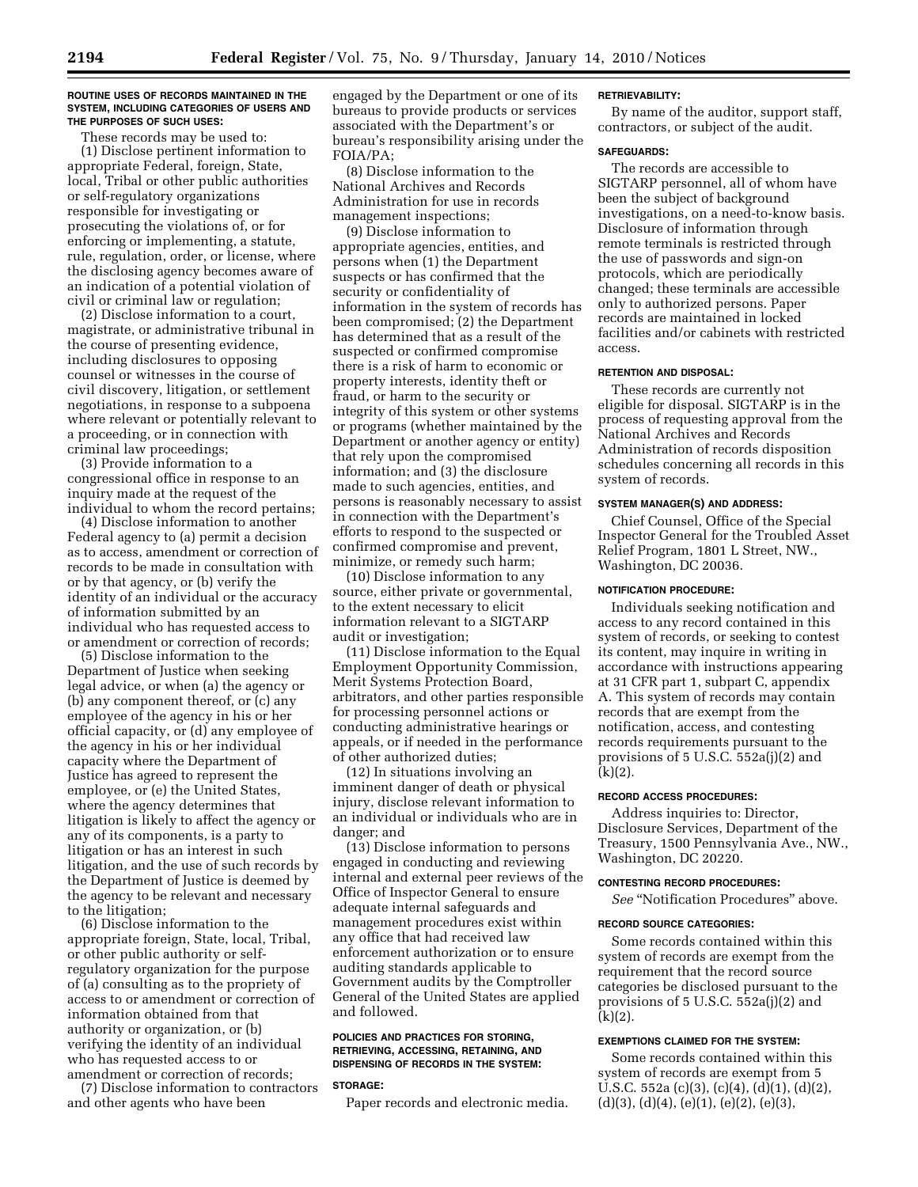#### ROUTINE USES OF RECORDS MAINTAINED IN THE SYSTEM, INCLUDING CATEGORIES OF USERS AND THE PURPOSES OF SUCH USES:

These records may be used to:

(1) Disclose pertinent information to appropriate Federal, foreign, State, local, Tribal or other public authorities or self-regulatory organizations responsible for investigating or prosecuting the violations of, or for enforcing or implementing, a statute, rule, regulation, order, or license, where the disclosing agency becomes aware of an indication of a potential violation of civil or criminal law or regulation;

(2) Disclose information to a court, magistrate, or administrative tribunal in the course of presenting evidence, including disclosures to opposing counsel or witnesses in the course of civil discovery, litigation, or settlement negotiations, in response to a subpoena where relevant or potentially relevant to a proceeding, or in connection with criminal law proceedings;

(3) Provide information to a congressional office in response to an inquiry made at the request of the individual to whom the record pertains;

(4) Disclose information to another Federal agency to (a) permit a decision as to access, amendment or correction of records to be made in consultation with or by that agency, or (b) verify the identity of an individual or the accuracy of information submitted by an individual who has requested access to or amendment or correction of records;

(5) Disclose information to the Department of Justice when seeking legal advice, or when (a) the agency or (b) any component thereof, or (c) any employee of the agency in his or her official capacity, or (d) any employee of the agency in his or her individual capacity where the Department of Justice has agreed to represent the employee, or (e) the United States, where the agency determines that litigation is likely to affect the agency or any of its components, is a party to litigation or has an interest in such litigation, and the use of such records by the Department of Justice is deemed by the agency to be relevant and necessary to the litigation;

(6) Disclose information to the appropriate foreign, State, local, Tribal, or other public authority or self-regulatory organization for the purpose of (a) consulting as to the propriety of access to or amendment or correction of information obtained from that authority or organization, or (b) verifying the identity of an individual who has requested access to or amendment or correction of records;

(7) Disclose information to contractors and other agents who have been engaged by the Department or one of its bureaus to provide products or services associated with the Department's or bureau's responsibility arising under the FOIA/PA;

(8) Disclose information to the National Archives and Records Administration for use in records management inspections;

(9) Disclose information to appropriate agencies, entities, and persons when (1) the Department suspects or has confirmed that the security or confidentiality of information in the system of records has been compromised; (2) the Department has determined that as a result of the suspected or confirmed compromise there is a risk of harm to economic or property interests, identity theft or fraud, or harm to the security or integrity of this system or other systems or programs (whether maintained by the Department or another agency or entity) that rely upon the compromised information; and (3) the disclosure made to such agencies, entities, and persons is reasonably necessary to assist in connection with the Department's efforts to respond to the suspected or confirmed compromise and prevent, minimize, or remedy such harm;

(10) Disclose information to any source, either private or governmental, to the extent necessary to elicit information relevant to a SIGTARP audit or investigation;

(11) Disclose information to the Equal Employment Opportunity Commission, Merit Systems Protection Board, arbitrators, and other parties responsible for processing personnel actions or conducting administrative hearings or appeals, or if needed in the performance of other authorized duties;

(12) In situations involving an imminent danger of death or physical injury, disclose relevant information to an individual or individuals who are in danger; and

(13) Disclose information to persons engaged in conducting and reviewing internal and external peer reviews of the Office of Inspector General to ensure adequate internal safeguards and management procedures exist within any office that had received law enforcement authorization or to ensure auditing standards applicable to Government audits by the Comptroller General of the United States are applied and followed.

#### POLICIES AND PRACTICES FOR STORING, RETRIEVING, ACCESSING, RETAINING, AND DISPENSING OF RECORDS IN THE SYSTEM:

#### STORAGE:

Paper records and electronic media.

#### RETRIEVABILITY:

By name of the auditor, support staff, contractors, or subject of the audit.

#### SAFEGUARDS:

The records are accessible to SIGTARP personnel, all of whom have been the subject of background investigations, on a need-to-know basis. Disclosure of information through remote terminals is restricted through the use of passwords and sign-on protocols, which are periodically changed; these terminals are accessible only to authorized persons. Paper records are maintained in locked facilities and/or cabinets with restricted access.

#### RETENTION AND DISPOSAL:

These records are currently not eligible for disposal. SIGTARP is in the process of requesting approval from the National Archives and Records Administration of records disposition schedules concerning all records in this system of records.

#### SYSTEM MANAGER(S) AND ADDRESS:

Chief Counsel, Office of the Special Inspector General for the Troubled Asset Relief Program, 1801 L Street, NW., Washington, DC 20036.

#### NOTIFICATION PROCEDURE:

Individuals seeking notification and access to any record contained in this system of records, or seeking to contest its content, may inquire in writing in accordance with instructions appearing at 31 CFR part 1, subpart C, appendix A. This system of records may contain records that are exempt from the notification, access, and contesting records requirements pursuant to the provisions of 5 U.S.C. 552a(j)(2) and (k)(2).

#### RECORD ACCESS PROCEDURES:

Address inquiries to: Director, Disclosure Services, Department of the Treasury, 1500 Pennsylvania Ave., NW., Washington, DC 20220.

#### CONTESTING RECORD PROCEDURES:

*See* "Notification Procedures" above.

#### RECORD SOURCE CATEGORIES:

Some records contained within this system of records are exempt from the requirement that the record source categories be disclosed pursuant to the provisions of 5 U.S.C. 552a(j)(2) and (k)(2).

#### EXEMPTIONS CLAIMED FOR THE SYSTEM:

Some records contained within this system of records are exempt from 5 U.S.C. 552a (c)(3), (c)(4), (d)(1), (d)(2), (d)(3), (d)(4), (e)(1), (e)(2), (e)(3),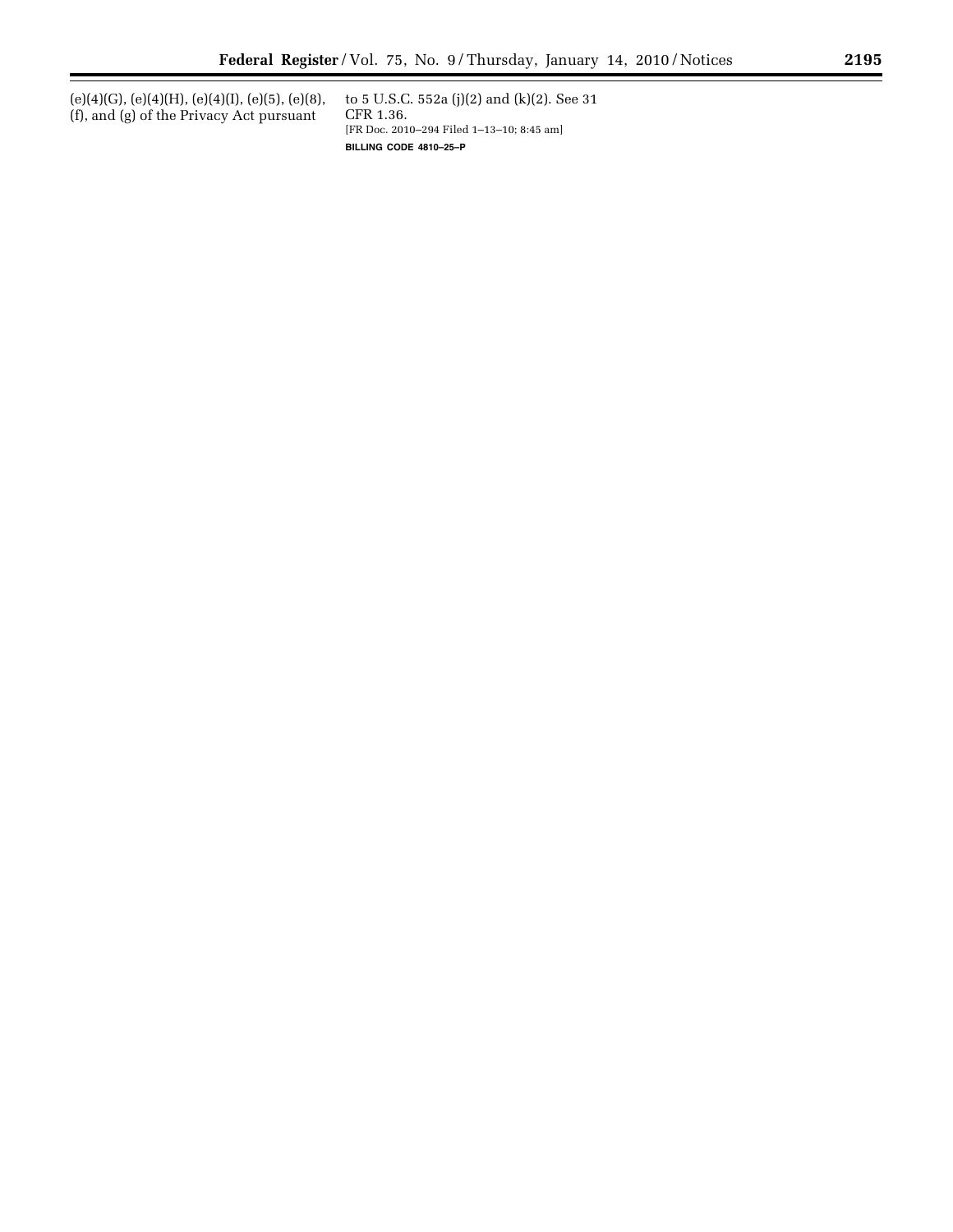(e)(4)(G), (e)(4)(H), (e)(4)(I), (e)(5), (e)(8), (f), and (g) of the Privacy Act pursuant to 5 U.S.C. 552a (j)(2) and (k)(2). See 31 CFR 1.36.

[FR Doc. 2010–294 Filed 1–13–10; 8:45 am]

**BILLING CODE 4810–25–P**